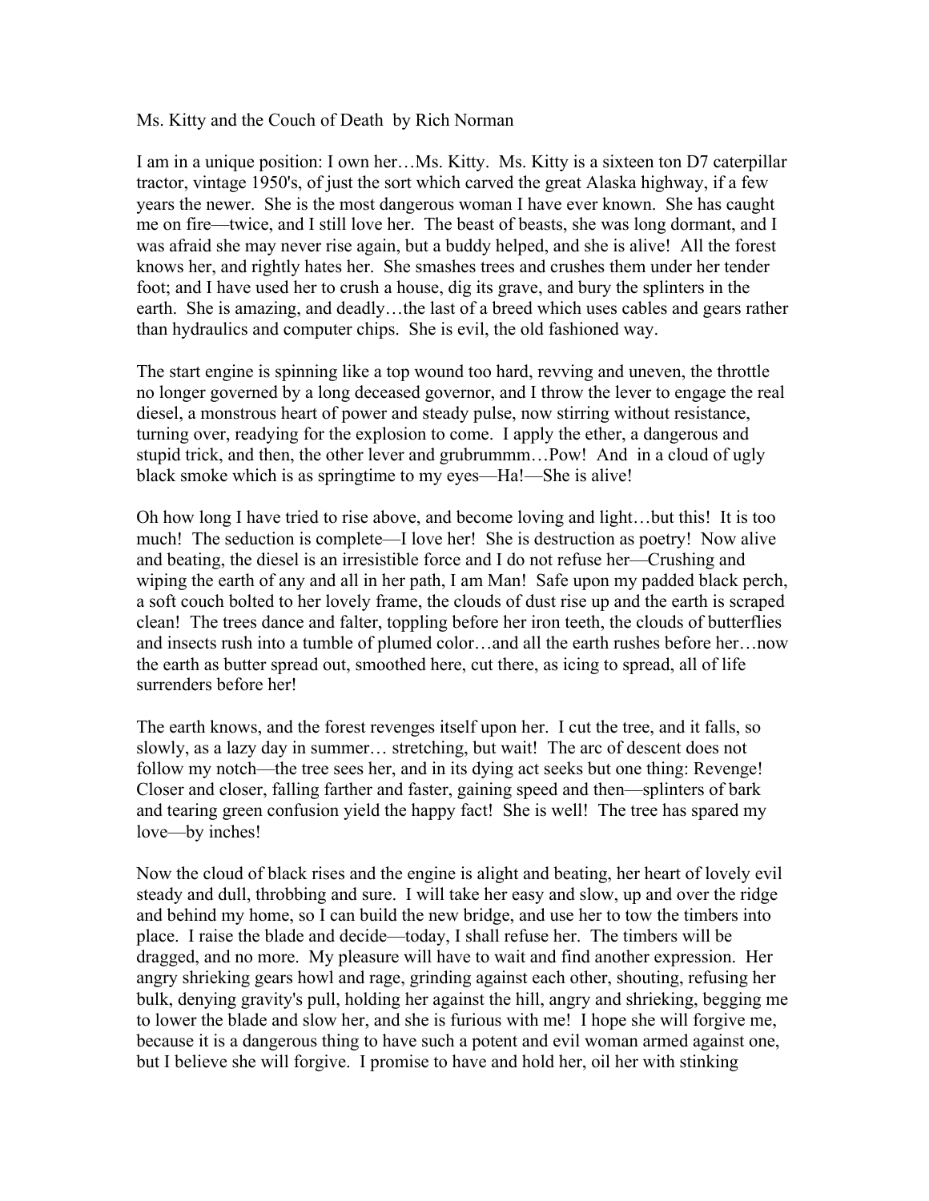Ms. Kitty and the Couch of Death by Rich Norman

I am in a unique position: I own her…Ms. Kitty. Ms. Kitty is a sixteen ton D7 caterpillar tractor, vintage 1950's, of just the sort which carved the great Alaska highway, if a few years the newer. She is the most dangerous woman I have ever known. She has caught me on fire—twice, and I still love her. The beast of beasts, she was long dormant, and I was afraid she may never rise again, but a buddy helped, and she is alive! All the forest knows her, and rightly hates her. She smashes trees and crushes them under her tender foot; and I have used her to crush a house, dig its grave, and bury the splinters in the earth. She is amazing, and deadly…the last of a breed which uses cables and gears rather than hydraulics and computer chips. She is evil, the old fashioned way.

The start engine is spinning like a top wound too hard, revving and uneven, the throttle no longer governed by a long deceased governor, and I throw the lever to engage the real diesel, a monstrous heart of power and steady pulse, now stirring without resistance, turning over, readying for the explosion to come. I apply the ether, a dangerous and stupid trick, and then, the other lever and grubrummm…Pow! And in a cloud of ugly black smoke which is as springtime to my eyes—Ha!—She is alive!

Oh how long I have tried to rise above, and become loving and light…but this! It is too much! The seduction is complete—I love her! She is destruction as poetry! Now alive and beating, the diesel is an irresistible force and I do not refuse her—Crushing and wiping the earth of any and all in her path, I am Man! Safe upon my padded black perch, a soft couch bolted to her lovely frame, the clouds of dust rise up and the earth is scraped clean! The trees dance and falter, toppling before her iron teeth, the clouds of butterflies and insects rush into a tumble of plumed color…and all the earth rushes before her…now the earth as butter spread out, smoothed here, cut there, as icing to spread, all of life surrenders before her!

The earth knows, and the forest revenges itself upon her. I cut the tree, and it falls, so slowly, as a lazy day in summer… stretching, but wait! The arc of descent does not follow my notch—the tree sees her, and in its dying act seeks but one thing: Revenge! Closer and closer, falling farther and faster, gaining speed and then—splinters of bark and tearing green confusion yield the happy fact! She is well! The tree has spared my love—by inches!

Now the cloud of black rises and the engine is alight and beating, her heart of lovely evil steady and dull, throbbing and sure. I will take her easy and slow, up and over the ridge and behind my home, so I can build the new bridge, and use her to tow the timbers into place. I raise the blade and decide—today, I shall refuse her. The timbers will be dragged, and no more. My pleasure will have to wait and find another expression. Her angry shrieking gears howl and rage, grinding against each other, shouting, refusing her bulk, denying gravity's pull, holding her against the hill, angry and shrieking, begging me to lower the blade and slow her, and she is furious with me! I hope she will forgive me, because it is a dangerous thing to have such a potent and evil woman armed against one, but I believe she will forgive. I promise to have and hold her, oil her with stinking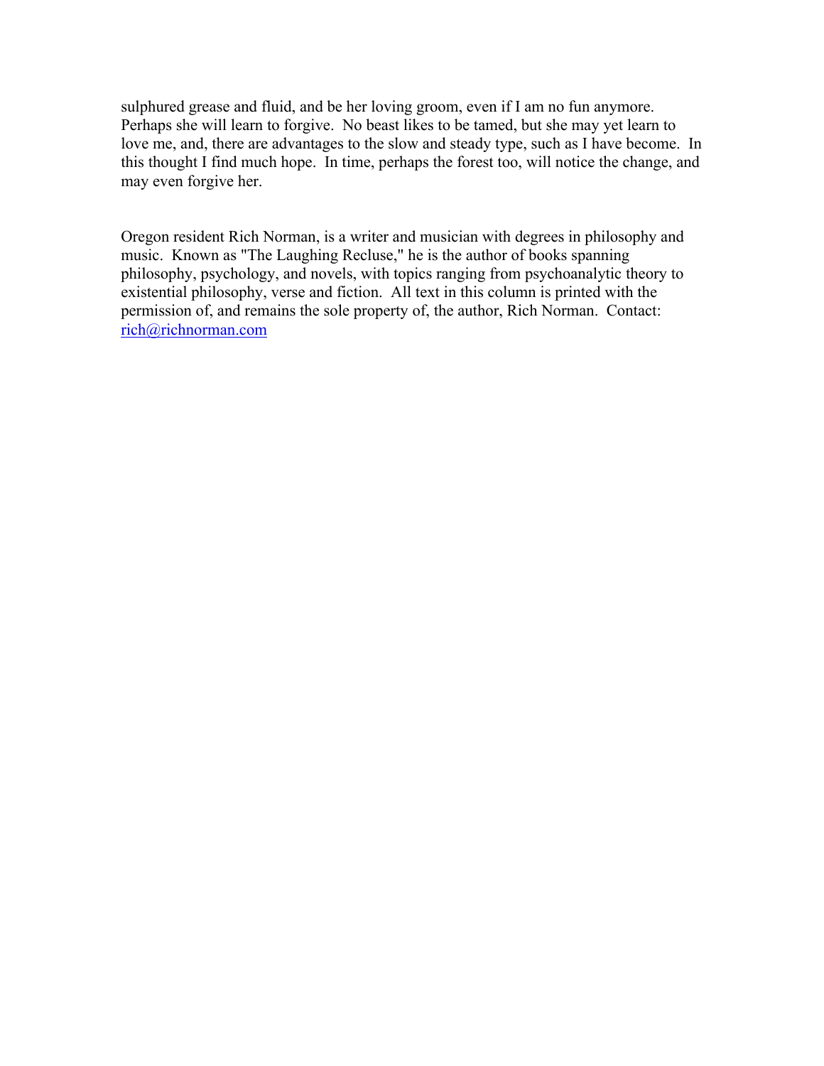sulphured grease and fluid, and be her loving groom, even if I am no fun anymore. Perhaps she will learn to forgive. No beast likes to be tamed, but she may yet learn to love me, and, there are advantages to the slow and steady type, such as I have become. In this thought I find much hope. In time, perhaps the forest too, will notice the change, and may even forgive her.

Oregon resident Rich Norman, is a writer and musician with degrees in philosophy and music. Known as "The Laughing Recluse," he is the author of books spanning philosophy, psychology, and novels, with topics ranging from psychoanalytic theory to existential philosophy, verse and fiction. All text in this column is printed with the permission of, and remains the sole property of, the author, Rich Norman. Contact: [rich@richnorman.com](mailto:rich@richnorman.com)